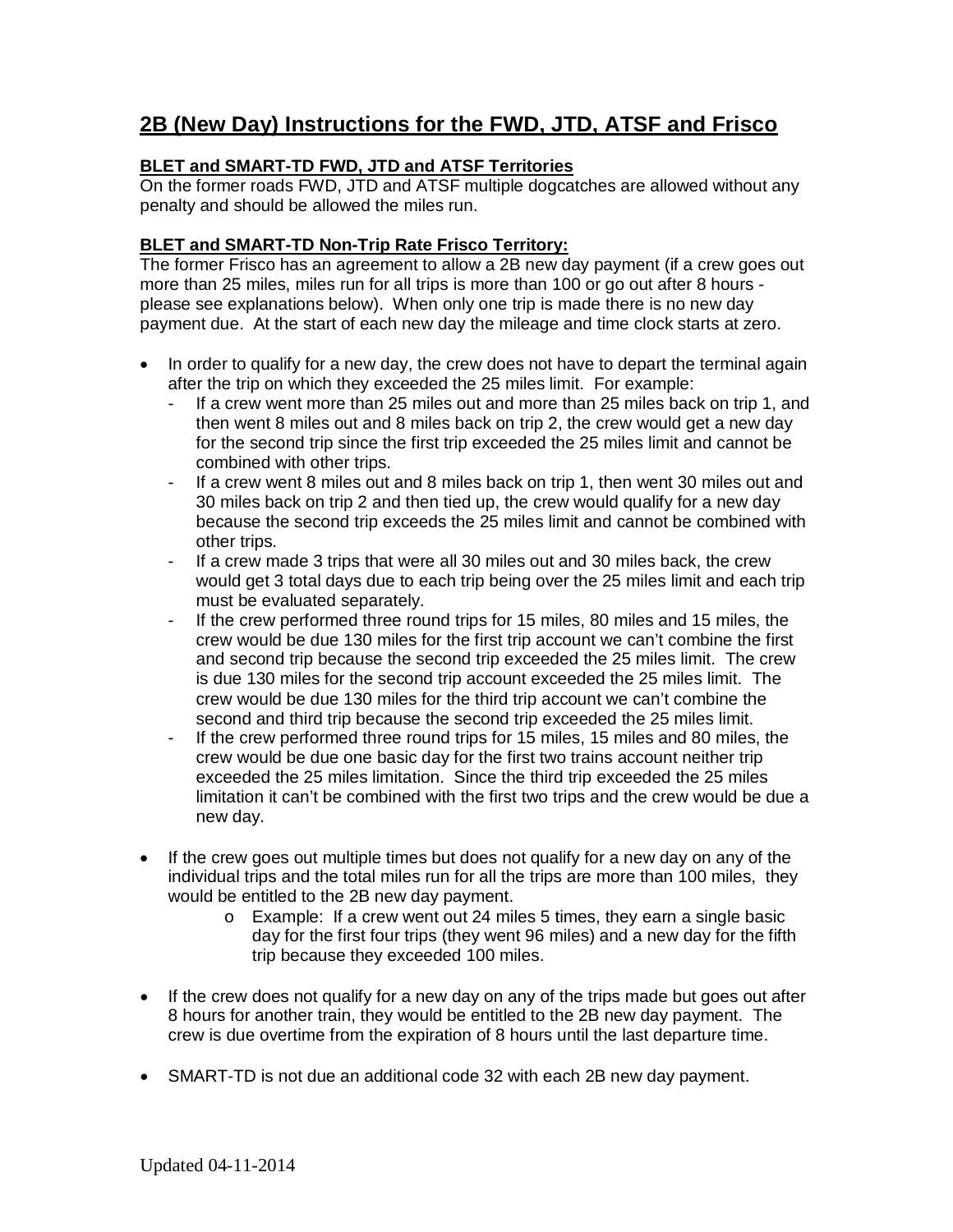# 2B (New Day) Instructions for the FWD, JTD, ATSF and Frisco

**BLET and SMART-TD FWD, JTD and ATSF Territories**

On the former roads FWD, JTD and ATSF multiple dogcatches are allowed without any penalty and should be allowed the miles run.

**BLET and SMART-TD Non-Trip Rate Frisco Territory:**

The former Frisco has an agreement to allow a 2B new day payment (if a crew goes out more than 25 miles, miles run for all trips is more than 100 or go out after 8 hours - please see explanations below). When only one trip is made there is no new day payment due. At the start of each new day the mileage and time clock starts at zero.

- In order to qualify for a new day, the crew does not have to depart the terminal again after the trip on which they exceeded the 25 miles limit. For example:
  - If a crew went more than 25 miles out and more than 25 miles back on trip 1, and then went 8 miles out and 8 miles back on trip 2, the crew would get a new day for the second trip since the first trip exceeded the 25 miles limit and cannot be combined with other trips.
  - If a crew went 8 miles out and 8 miles back on trip 1, then went 30 miles out and 30 miles back on trip 2 and then tied up, the crew would qualify for a new day because the second trip exceeds the 25 miles limit and cannot be combined with other trips.
  - If a crew made 3 trips that were all 30 miles out and 30 miles back, the crew would get 3 total days due to each trip being over the 25 miles limit and each trip must be evaluated separately.
  - If the crew performed three round trips for 15 miles, 80 miles and 15 miles, the crew would be due 130 miles for the first trip account we can't combine the first and second trip because the second trip exceeded the 25 miles limit. The crew is due 130 miles for the second trip account exceeded the 25 miles limit. The crew would be due 130 miles for the third trip account we can't combine the second and third trip because the second trip exceeded the 25 miles limit.
  - If the crew performed three round trips for 15 miles, 15 miles and 80 miles, the crew would be due one basic day for the first two trains account neither trip exceeded the 25 miles limitation. Since the third trip exceeded the 25 miles limitation it can't be combined with the first two trips and the crew would be due a new day.

- If the crew goes out multiple times but does not qualify for a new day on any of the individual trips and the total miles run for all the trips are more than 100 miles, they would be entitled to the 2B new day payment.
  - Example: If a crew went out 24 miles 5 times, they earn a single basic day for the first four trips (they went 96 miles) and a new day for the fifth trip because they exceeded 100 miles.

- If the crew does not qualify for a new day on any of the trips made but goes out after 8 hours for another train, they would be entitled to the 2B new day payment. The crew is due overtime from the expiration of 8 hours until the last departure time.

- SMART-TD is not due an additional code 32 with each 2B new day payment.

Updated 04-11-2014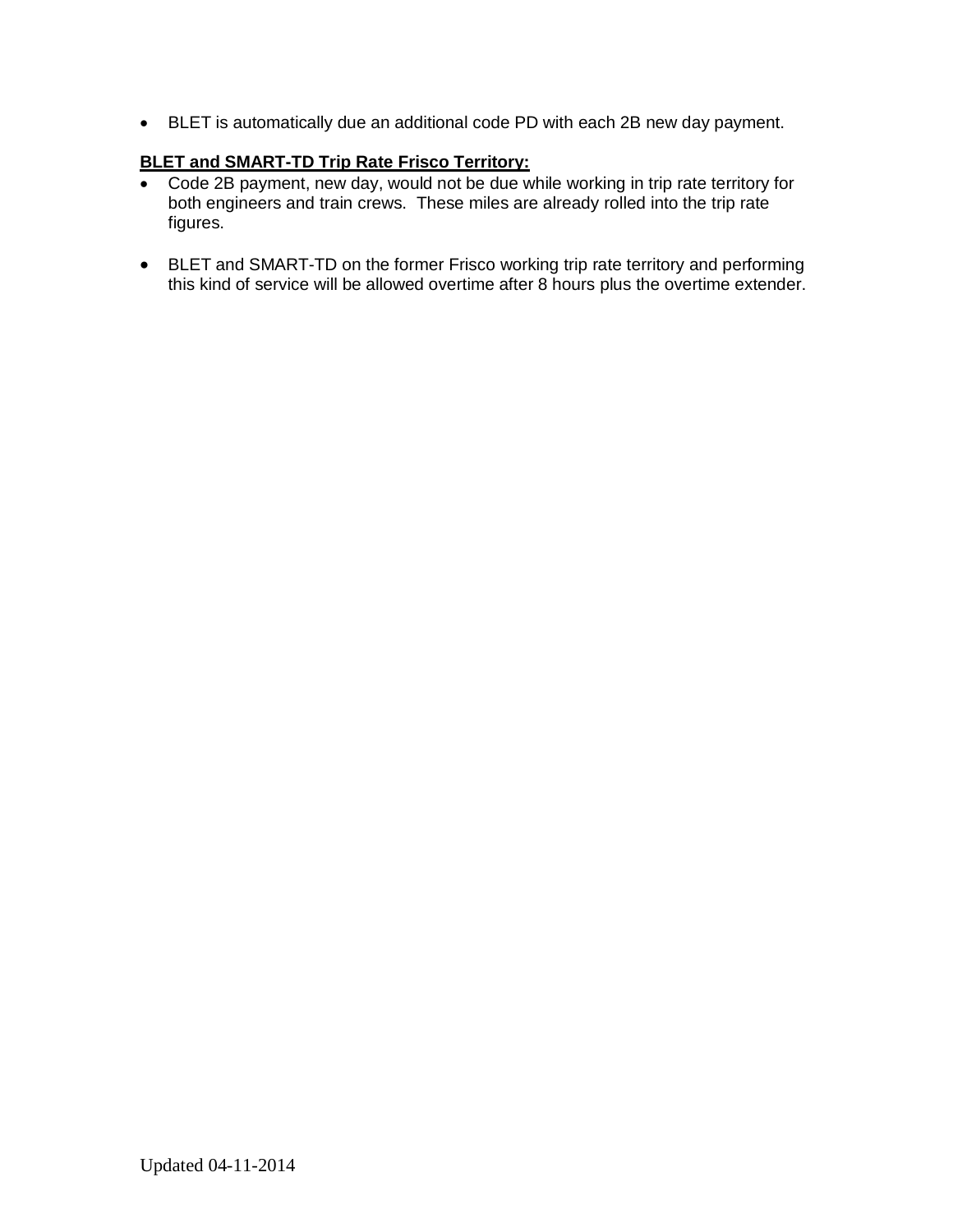- BLET is automatically due an additional code PD with each 2B new day payment.

**BLET and SMART-TD Trip Rate Frisco Territory:**

- Code 2B payment, new day, would not be due while working in trip rate territory for both engineers and train crews. These miles are already rolled into the trip rate figures.

- BLET and SMART-TD on the former Frisco working trip rate territory and performing this kind of service will be allowed overtime after 8 hours plus the overtime extender.

Updated 04-11-2014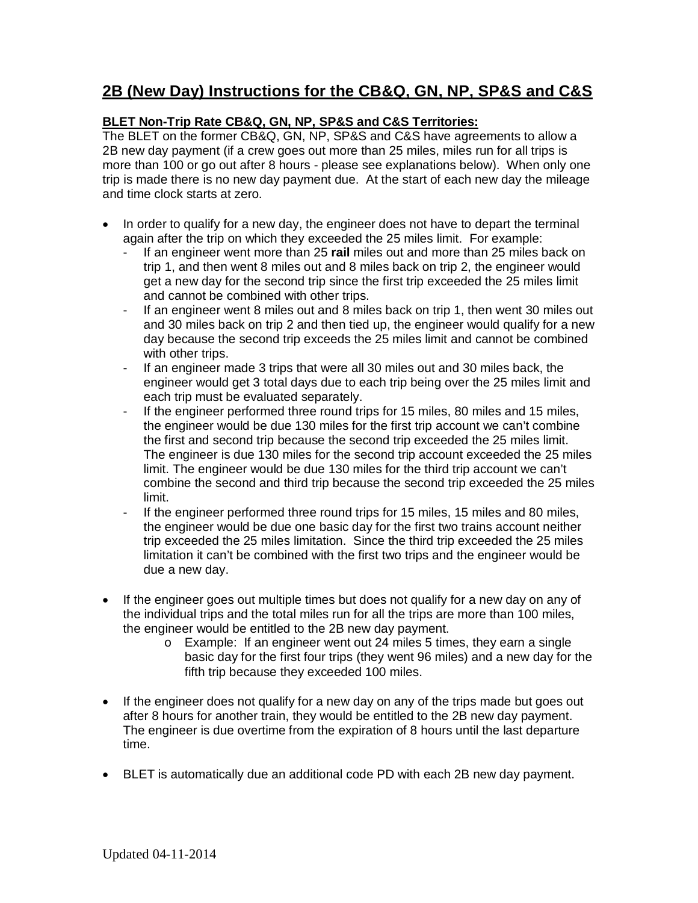## 2B (New Day) Instructions for the CB&Q, GN, NP, SP&S and C&S

**BLET Non-Trip Rate CB&Q, GN, NP, SP&S and C&S Territories:**

The BLET on the former CB&Q, GN, NP, SP&S and C&S have agreements to allow a 2B new day payment (if a crew goes out more than 25 miles, miles run for all trips is more than 100 or go out after 8 hours - please see explanations below). When only one trip is made there is no new day payment due. At the start of each new day the mileage and time clock starts at zero.

- In order to qualify for a new day, the engineer does not have to depart the terminal again after the trip on which they exceeded the 25 miles limit. For example:
  - If an engineer went more than 25 **rail** miles out and more than 25 miles back on trip 1, and then went 8 miles out and 8 miles back on trip 2, the engineer would get a new day for the second trip since the first trip exceeded the 25 miles limit and cannot be combined with other trips.
  - If an engineer went 8 miles out and 8 miles back on trip 1, then went 30 miles out and 30 miles back on trip 2 and then tied up, the engineer would qualify for a new day because the second trip exceeds the 25 miles limit and cannot be combined with other trips.
  - If an engineer made 3 trips that were all 30 miles out and 30 miles back, the engineer would get 3 total days due to each trip being over the 25 miles limit and each trip must be evaluated separately.
  - If the engineer performed three round trips for 15 miles, 80 miles and 15 miles, the engineer would be due 130 miles for the first trip account we can't combine the first and second trip because the second trip exceeded the 25 miles limit. The engineer is due 130 miles for the second trip account exceeded the 25 miles limit. The engineer would be due 130 miles for the third trip account we can't combine the second and third trip because the second trip exceeded the 25 miles limit.
  - If the engineer performed three round trips for 15 miles, 15 miles and 80 miles, the engineer would be due one basic day for the first two trains account neither trip exceeded the 25 miles limitation. Since the third trip exceeded the 25 miles limitation it can't be combined with the first two trips and the engineer would be due a new day.

- If the engineer goes out multiple times but does not qualify for a new day on any of the individual trips and the total miles run for all the trips are more than 100 miles, the engineer would be entitled to the 2B new day payment.
  - Example: If an engineer went out 24 miles 5 times, they earn a single basic day for the first four trips (they went 96 miles) and a new day for the fifth trip because they exceeded 100 miles.

- If the engineer does not qualify for a new day on any of the trips made but goes out after 8 hours for another train, they would be entitled to the 2B new day payment. The engineer is due overtime from the expiration of 8 hours until the last departure time.

- BLET is automatically due an additional code PD with each 2B new day payment.

Updated 04-11-2014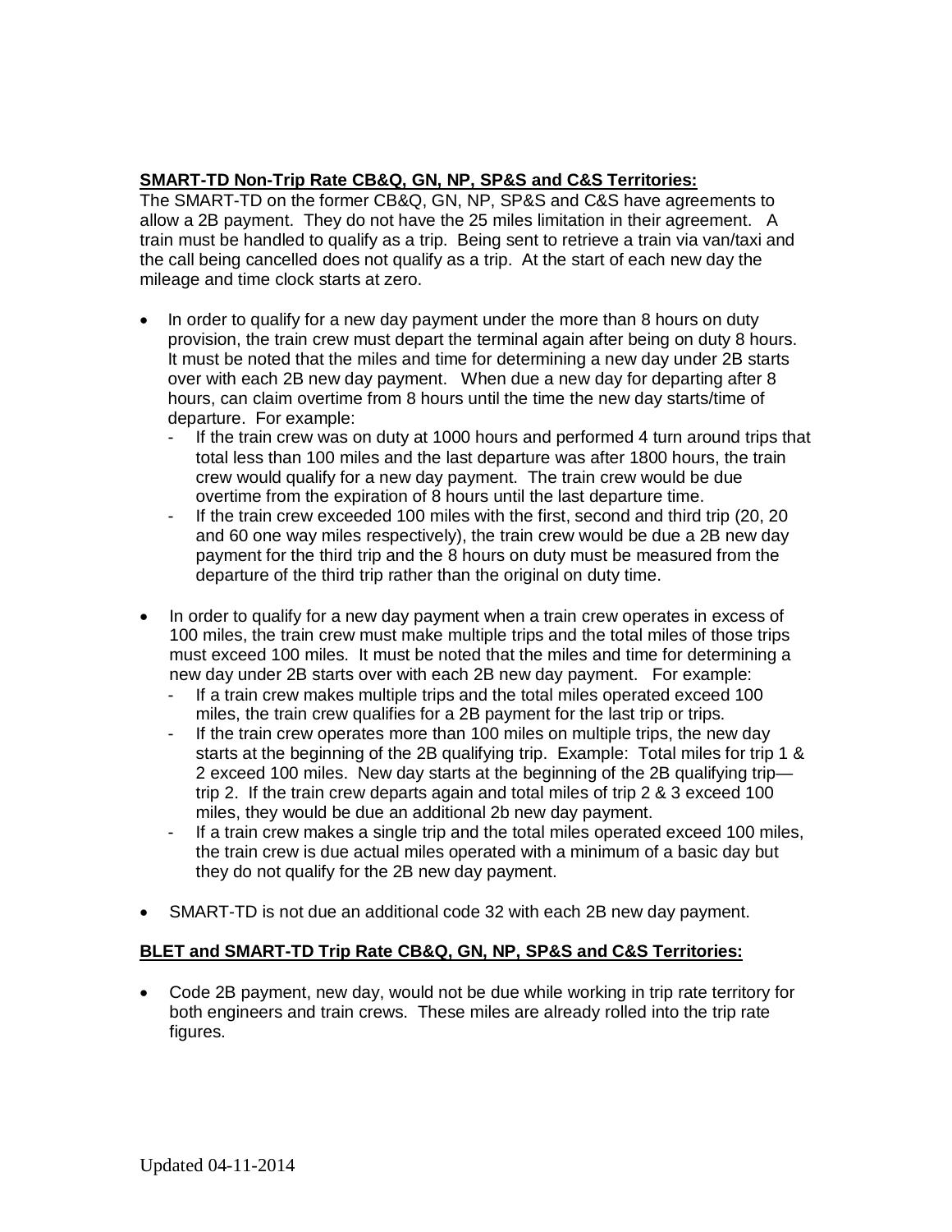**SMART-TD Non-Trip Rate CB&Q, GN, NP, SP&S and C&S Territories:**

The SMART-TD on the former CB&Q, GN, NP, SP&S and C&S have agreements to allow a 2B payment. They do not have the 25 miles limitation in their agreement. A train must be handled to qualify as a trip. Being sent to retrieve a train via van/taxi and the call being cancelled does not qualify as a trip. At the start of each new day the mileage and time clock starts at zero.

- In order to qualify for a new day payment under the more than 8 hours on duty provision, the train crew must depart the terminal again after being on duty 8 hours. It must be noted that the miles and time for determining a new day under 2B starts over with each 2B new day payment. When due a new day for departing after 8 hours, can claim overtime from 8 hours until the time the new day starts/time of departure. For example:
  - If the train crew was on duty at 1000 hours and performed 4 turn around trips that total less than 100 miles and the last departure was after 1800 hours, the train crew would qualify for a new day payment. The train crew would be due overtime from the expiration of 8 hours until the last departure time.
  - If the train crew exceeded 100 miles with the first, second and third trip (20, 20 and 60 one way miles respectively), the train crew would be due a 2B new day payment for the third trip and the 8 hours on duty must be measured from the departure of the third trip rather than the original on duty time.

- In order to qualify for a new day payment when a train crew operates in excess of 100 miles, the train crew must make multiple trips and the total miles of those trips must exceed 100 miles. It must be noted that the miles and time for determining a new day under 2B starts over with each 2B new day payment. For example:
  - If a train crew makes multiple trips and the total miles operated exceed 100 miles, the train crew qualifies for a 2B payment for the last trip or trips.
  - If the train crew operates more than 100 miles on multiple trips, the new day starts at the beginning of the 2B qualifying trip. Example: Total miles for trip 1 & 2 exceed 100 miles. New day starts at the beginning of the 2B qualifying trip—trip 2. If the train crew departs again and total miles of trip 2 & 3 exceed 100 miles, they would be due an additional 2b new day payment.
  - If a train crew makes a single trip and the total miles operated exceed 100 miles, the train crew is due actual miles operated with a minimum of a basic day but they do not qualify for the 2B new day payment.

- SMART-TD is not due an additional code 32 with each 2B new day payment.

**BLET and SMART-TD Trip Rate CB&Q, GN, NP, SP&S and C&S Territories:**

- Code 2B payment, new day, would not be due while working in trip rate territory for both engineers and train crews. These miles are already rolled into the trip rate figures.

Updated 04-11-2014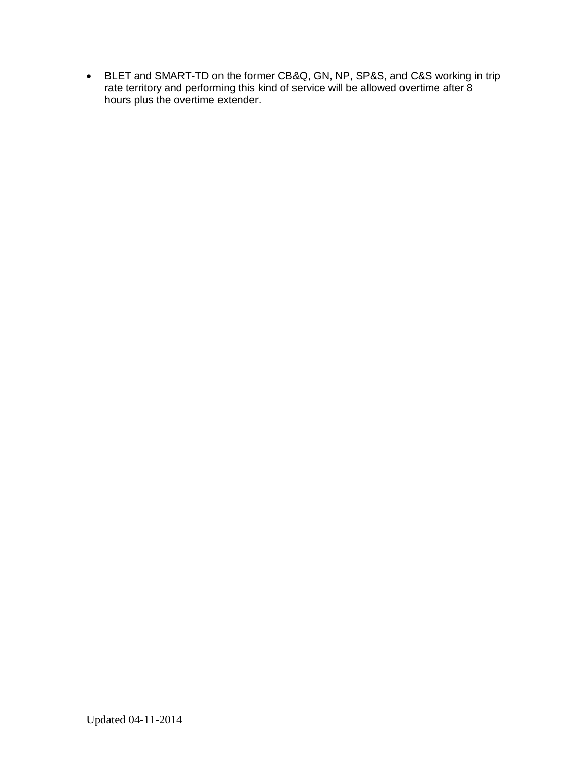- BLET and SMART-TD on the former CB&Q, GN, NP, SP&S, and C&S working in trip rate territory and performing this kind of service will be allowed overtime after 8 hours plus the overtime extender.